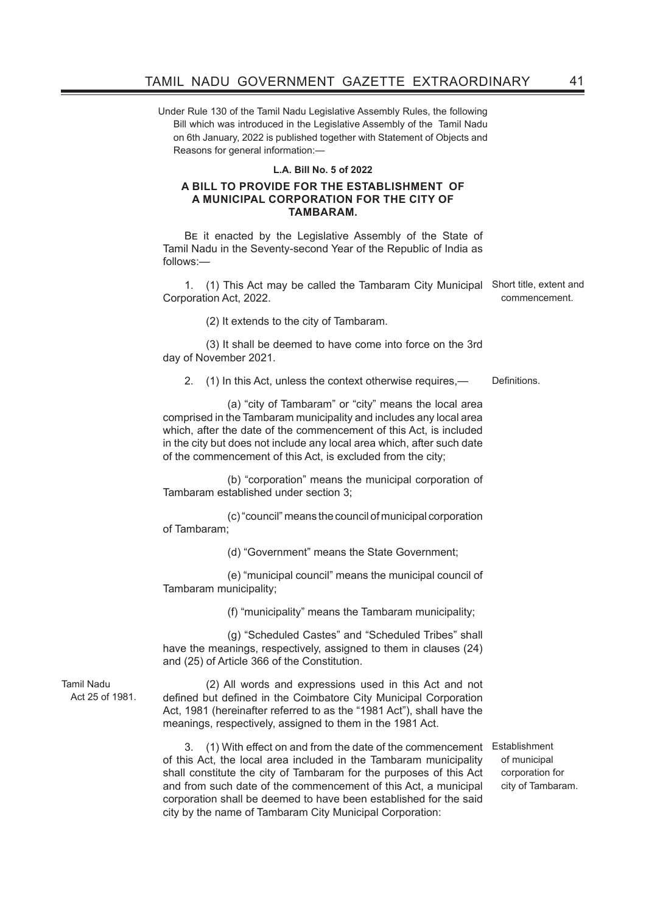Under Rule 130 of the Tamil Nadu Legislative Assembly Rules, the following Bill which was introduced in the Legislative Assembly of the Tamil Nadu on 6th January, 2022 is published together with Statement of Objects and Reasons for general information:—

**L.A. Bill No. 5 of 2022**

**A BILL TO PROVIDE FOR THE ESTABLISHMENT OF A MUNICIPAL CORPORATION FOR THE CITY OF TAMBARAM.**

BE it enacted by the Legislative Assembly of the State of Tamil Nadu in the Seventy-second Year of the Republic of India as follows:—

*Short title, extent and commencement.*

1. (1) This Act may be called the Tambaram City Municipal Corporation Act, 2022.

(2) It extends to the city of Tambaram.

(3) It shall be deemed to have come into force on the 3rd day of November 2021.

*Definitions.*

2. (1) In this Act, unless the context otherwise requires,—

(a) "city of Tambaram" or "city" means the local area comprised in the Tambaram municipality and includes any local area which, after the date of the commencement of this Act, is included in the city but does not include any local area which, after such date of the commencement of this Act, is excluded from the city;

(b) "corporation" means the municipal corporation of Tambaram established under section 3;

(c) "council" means the council of municipal corporation of Tambaram;

(d) "Government" means the State Government;

(e) "municipal council" means the municipal council of Tambaram municipality;

(f) "municipality" means the Tambaram municipality;

(g) "Scheduled Castes" and "Scheduled Tribes" shall have the meanings, respectively, assigned to them in clauses (24) and (25) of Article 366 of the Constitution.

*Tamil Nadu Act 25 of 1981.*

(2) All words and expressions used in this Act and not defined but defined in the Coimbatore City Municipal Corporation Act, 1981 (hereinafter referred to as the "1981 Act"), shall have the meanings, respectively, assigned to them in the 1981 Act.

*Establishment of municipal corporation for city of Tambaram.*

3. (1) With effect on and from the date of the commencement of this Act, the local area included in the Tambaram municipality shall constitute the city of Tambaram for the purposes of this Act and from such date of the commencement of this Act, a municipal corporation shall be deemed to have been established for the said city by the name of Tambaram City Municipal Corporation: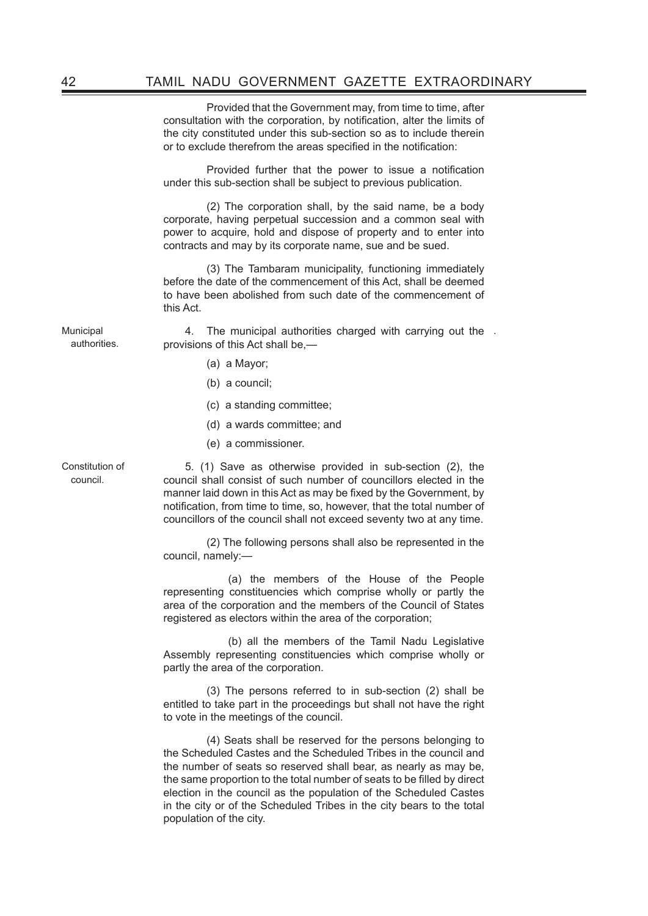Provided that the Government may, from time to time, after consultation with the corporation, by notification, alter the limits of the city constituted under this sub-section so as to include therein or to exclude therefrom the areas specified in the notification:

Provided further that the power to issue a notification under this sub-section shall be subject to previous publication.

(2) The corporation shall, by the said name, be a body corporate, having perpetual succession and a common seal with power to acquire, hold and dispose of property and to enter into contracts and may by its corporate name, sue and be sued.

(3) The Tambaram municipality, functioning immediately before the date of the commencement of this Act, shall be deemed to have been abolished from such date of the commencement of this Act.

Municipal authorities.

4. The municipal authorities charged with carrying out the provisions of this Act shall be,—

(a) a Mayor;

(b) a council;

(c) a standing committee;

(d) a wards committee; and

(e) a commissioner.

Constitution of council.

5. (1) Save as otherwise provided in sub-section (2), the council shall consist of such number of councillors elected in the manner laid down in this Act as may be fixed by the Government, by notification, from time to time, so, however, that the total number of councillors of the council shall not exceed seventy two at any time.

(2) The following persons shall also be represented in the council, namely:—

(a) the members of the House of the People representing constituencies which comprise wholly or partly the area of the corporation and the members of the Council of States registered as electors within the area of the corporation;

(b) all the members of the Tamil Nadu Legislative Assembly representing constituencies which comprise wholly or partly the area of the corporation.

(3) The persons referred to in sub-section (2) shall be entitled to take part in the proceedings but shall not have the right to vote in the meetings of the council.

(4) Seats shall be reserved for the persons belonging to the Scheduled Castes and the Scheduled Tribes in the council and the number of seats so reserved shall bear, as nearly as may be, the same proportion to the total number of seats to be filled by direct election in the council as the population of the Scheduled Castes in the city or of the Scheduled Tribes in the city bears to the total population of the city.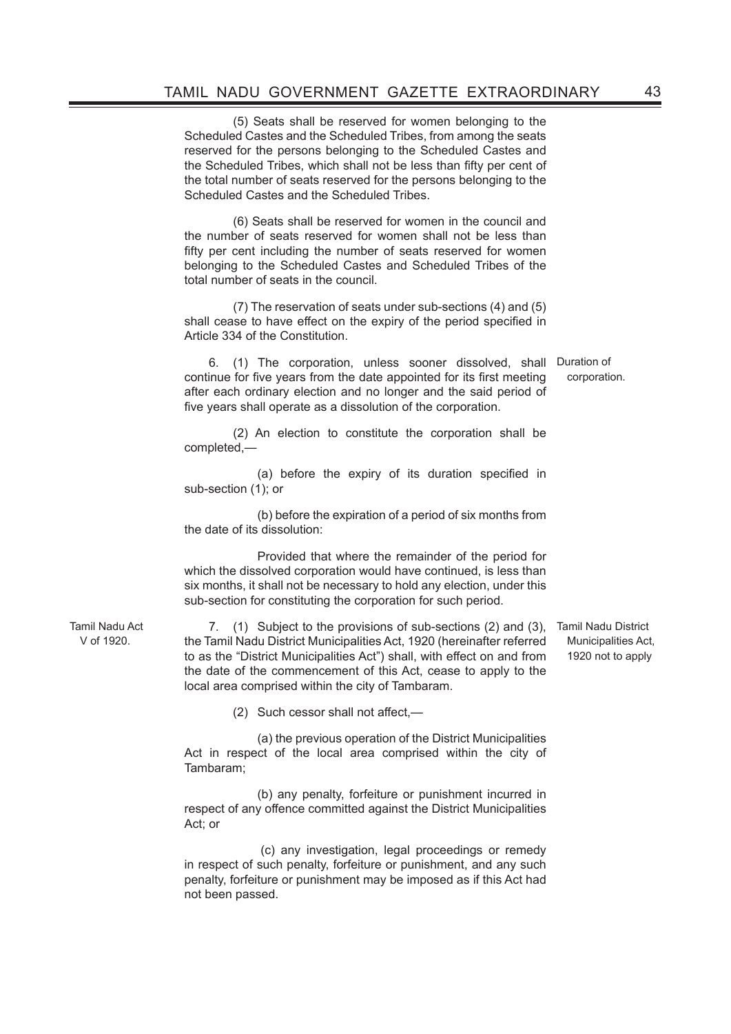(5) Seats shall be reserved for women belonging to the Scheduled Castes and the Scheduled Tribes, from among the seats reserved for the persons belonging to the Scheduled Castes and the Scheduled Tribes, which shall not be less than fifty per cent of the total number of seats reserved for the persons belonging to the Scheduled Castes and the Scheduled Tribes.

(6) Seats shall be reserved for women in the council and the number of seats reserved for women shall not be less than fifty per cent including the number of seats reserved for women belonging to the Scheduled Castes and Scheduled Tribes of the total number of seats in the council.

(7) The reservation of seats under sub-sections (4) and (5) shall cease to have effect on the expiry of the period specified in Article 334 of the Constitution.

Duration of corporation.

6. (1) The corporation, unless sooner dissolved, shall continue for five years from the date appointed for its first meeting after each ordinary election and no longer and the said period of five years shall operate as a dissolution of the corporation.

(2) An election to constitute the corporation shall be completed,—

(a) before the expiry of its duration specified in sub-section (1); or

(b) before the expiration of a period of six months from the date of its dissolution:

Provided that where the remainder of the period for which the dissolved corporation would have continued, is less than six months, it shall not be necessary to hold any election, under this sub-section for constituting the corporation for such period.

Tamil Nadu District Municipalities Act, 1920 not to apply

Tamil Nadu Act V of 1920.

7. (1) Subject to the provisions of sub-sections (2) and (3), the Tamil Nadu District Municipalities Act, 1920 (hereinafter referred to as the "District Municipalities Act") shall, with effect on and from the date of the commencement of this Act, cease to apply to the local area comprised within the city of Tambaram.

(2) Such cessor shall not affect,—

(a) the previous operation of the District Municipalities Act in respect of the local area comprised within the city of Tambaram;

(b) any penalty, forfeiture or punishment incurred in respect of any offence committed against the District Municipalities Act; or

(c) any investigation, legal proceedings or remedy in respect of such penalty, forfeiture or punishment, and any such penalty, forfeiture or punishment may be imposed as if this Act had not been passed.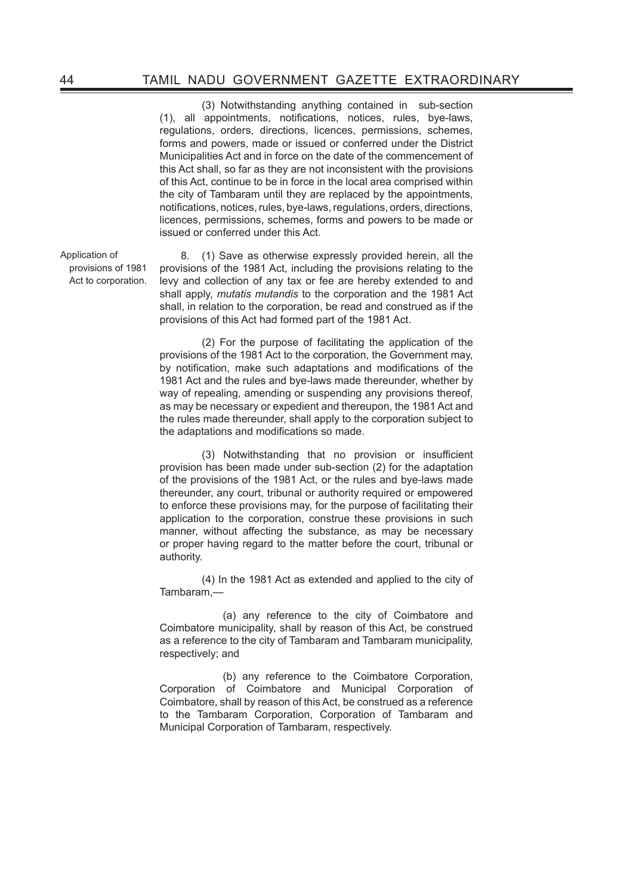(3) Notwithstanding anything contained in sub-section (1), all appointments, notifications, notices, rules, bye-laws, regulations, orders, directions, licences, permissions, schemes, forms and powers, made or issued or conferred under the District Municipalities Act and in force on the date of the commencement of this Act shall, so far as they are not inconsistent with the provisions of this Act, continue to be in force in the local area comprised within the city of Tambaram until they are replaced by the appointments, notifications, notices, rules, bye-laws, regulations, orders, directions, licences, permissions, schemes, forms and powers to be made or issued or conferred under this Act.

Application of provisions of 1981 Act to corporation.

8. (1) Save as otherwise expressly provided herein, all the provisions of the 1981 Act, including the provisions relating to the levy and collection of any tax or fee are hereby extended to and shall apply, *mutatis mutandis* to the corporation and the 1981 Act shall, in relation to the corporation, be read and construed as if the provisions of this Act had formed part of the 1981 Act.

(2) For the purpose of facilitating the application of the provisions of the 1981 Act to the corporation, the Government may, by notification, make such adaptations and modifications of the 1981 Act and the rules and bye-laws made thereunder, whether by way of repealing, amending or suspending any provisions thereof, as may be necessary or expedient and thereupon, the 1981 Act and the rules made thereunder, shall apply to the corporation subject to the adaptations and modifications so made.

(3) Notwithstanding that no provision or insufficient provision has been made under sub-section (2) for the adaptation of the provisions of the 1981 Act, or the rules and bye-laws made thereunder, any court, tribunal or authority required or empowered to enforce these provisions may, for the purpose of facilitating their application to the corporation, construe these provisions in such manner, without affecting the substance, as may be necessary or proper having regard to the matter before the court, tribunal or authority.

(4) In the 1981 Act as extended and applied to the city of Tambaram,—

(a) any reference to the city of Coimbatore and Coimbatore municipality, shall by reason of this Act, be construed as a reference to the city of Tambaram and Tambaram municipality, respectively; and

(b) any reference to the Coimbatore Corporation, Corporation of Coimbatore and Municipal Corporation of Coimbatore, shall by reason of this Act, be construed as a reference to the Tambaram Corporation, Corporation of Tambaram and Municipal Corporation of Tambaram, respectively.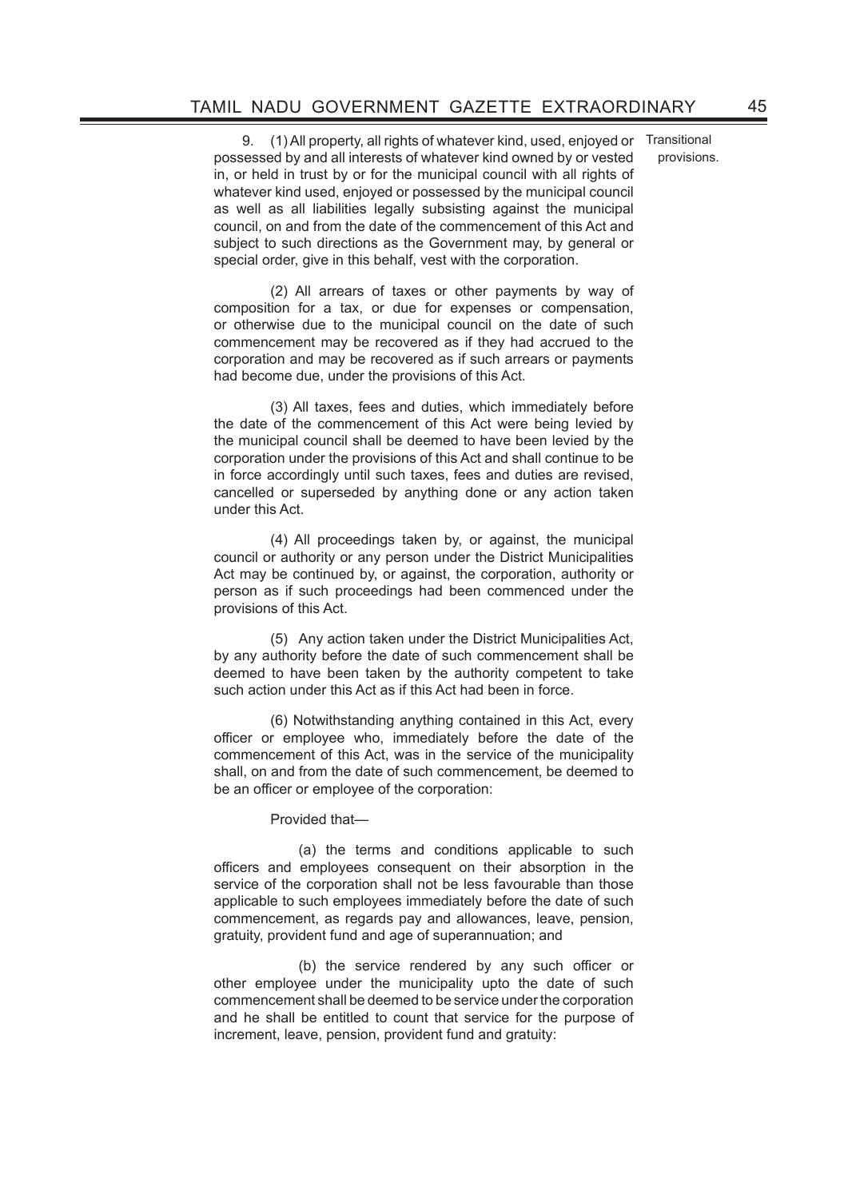9. (1) All property, all rights of whatever kind, used, enjoyed or possessed by and all interests of whatever kind owned by or vested in, or held in trust by or for the municipal council with all rights of whatever kind used, enjoyed or possessed by the municipal council as well as all liabilities legally subsisting against the municipal council, on and from the date of the commencement of this Act and subject to such directions as the Government may, by general or special order, give in this behalf, vest with the corporation.

Transitional provisions.

(2) All arrears of taxes or other payments by way of composition for a tax, or due for expenses or compensation, or otherwise due to the municipal council on the date of such commencement may be recovered as if they had accrued to the corporation and may be recovered as if such arrears or payments had become due, under the provisions of this Act.

(3) All taxes, fees and duties, which immediately before the date of the commencement of this Act were being levied by the municipal council shall be deemed to have been levied by the corporation under the provisions of this Act and shall continue to be in force accordingly until such taxes, fees and duties are revised, cancelled or superseded by anything done or any action taken under this Act.

(4) All proceedings taken by, or against, the municipal council or authority or any person under the District Municipalities Act may be continued by, or against, the corporation, authority or person as if such proceedings had been commenced under the provisions of this Act.

(5) Any action taken under the District Municipalities Act, by any authority before the date of such commencement shall be deemed to have been taken by the authority competent to take such action under this Act as if this Act had been in force.

(6) Notwithstanding anything contained in this Act, every officer or employee who, immediately before the date of the commencement of this Act, was in the service of the municipality shall, on and from the date of such commencement, be deemed to be an officer or employee of the corporation:

Provided that—

(a) the terms and conditions applicable to such officers and employees consequent on their absorption in the service of the corporation shall not be less favourable than those applicable to such employees immediately before the date of such commencement, as regards pay and allowances, leave, pension, gratuity, provident fund and age of superannuation; and

(b) the service rendered by any such officer or other employee under the municipality upto the date of such commencement shall be deemed to be service under the corporation and he shall be entitled to count that service for the purpose of increment, leave, pension, provident fund and gratuity: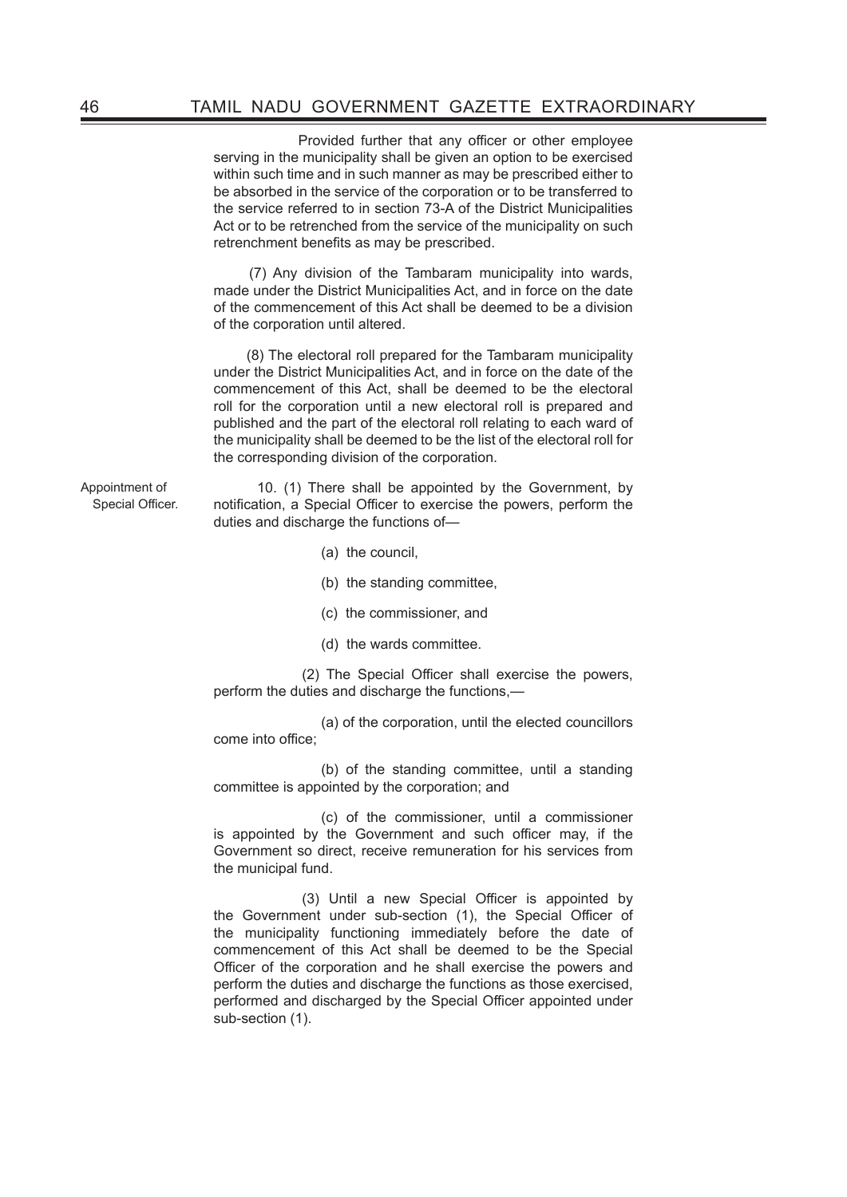Provided further that any officer or other employee serving in the municipality shall be given an option to be exercised within such time and in such manner as may be prescribed either to be absorbed in the service of the corporation or to be transferred to the service referred to in section 73-A of the District Municipalities Act or to be retrenched from the service of the municipality on such retrenchment benefits as may be prescribed.

(7) Any division of the Tambaram municipality into wards, made under the District Municipalities Act, and in force on the date of the commencement of this Act shall be deemed to be a division of the corporation until altered.

(8) The electoral roll prepared for the Tambaram municipality under the District Municipalities Act, and in force on the date of the commencement of this Act, shall be deemed to be the electoral roll for the corporation until a new electoral roll is prepared and published and the part of the electoral roll relating to each ward of the municipality shall be deemed to be the list of the electoral roll for the corresponding division of the corporation.

Appointment of Special Officer.

10. (1) There shall be appointed by the Government, by notification, a Special Officer to exercise the powers, perform the duties and discharge the functions of—

(a) the council,

(b) the standing committee,

(c) the commissioner, and

(d) the wards committee.

(2) The Special Officer shall exercise the powers, perform the duties and discharge the functions,—

(a) of the corporation, until the elected councillors come into office;

(b) of the standing committee, until a standing committee is appointed by the corporation; and

(c) of the commissioner, until a commissioner is appointed by the Government and such officer may, if the Government so direct, receive remuneration for his services from the municipal fund.

(3) Until a new Special Officer is appointed by the Government under sub-section (1), the Special Officer of the municipality functioning immediately before the date of commencement of this Act shall be deemed to be the Special Officer of the corporation and he shall exercise the powers and perform the duties and discharge the functions as those exercised, performed and discharged by the Special Officer appointed under sub-section (1).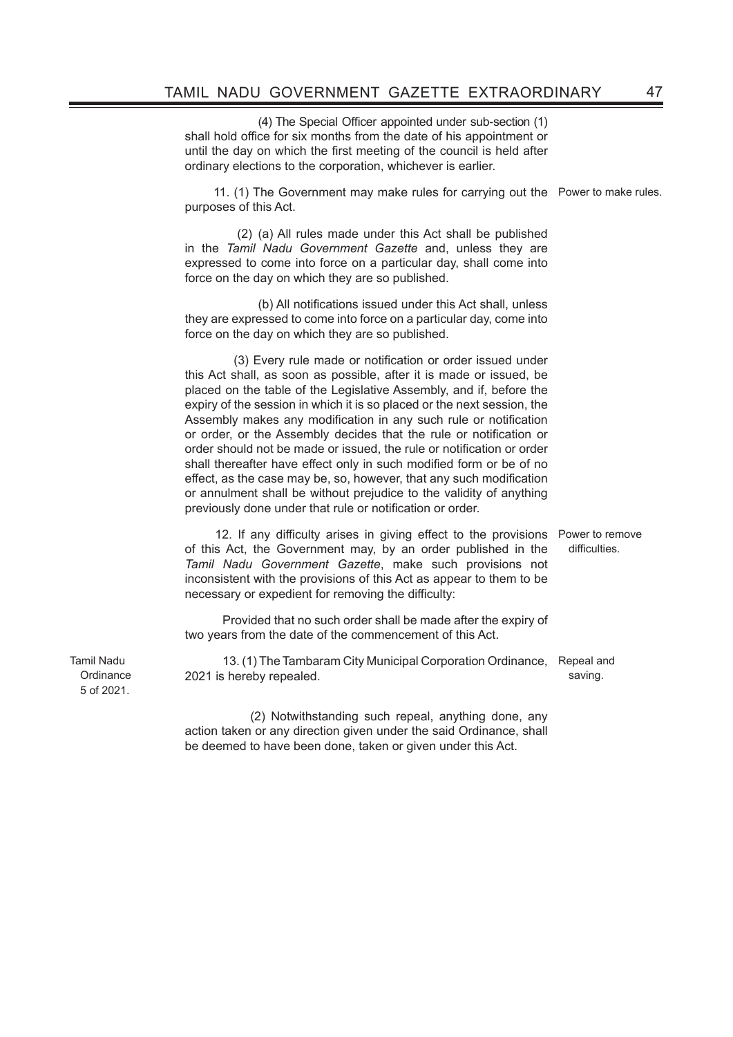(4) The Special Officer appointed under sub-section (1) shall hold office for six months from the date of his appointment or until the day on which the first meeting of the council is held after ordinary elections to the corporation, whichever is earlier.

Power to make rules.

11. (1) The Government may make rules for carrying out the purposes of this Act.

(2) (a) All rules made under this Act shall be published in the *Tamil Nadu Government Gazette* and, unless they are expressed to come into force on a particular day, shall come into force on the day on which they are so published.

(b) All notifications issued under this Act shall, unless they are expressed to come into force on a particular day, come into force on the day on which they are so published.

(3) Every rule made or notification or order issued under this Act shall, as soon as possible, after it is made or issued, be placed on the table of the Legislative Assembly, and if, before the expiry of the session in which it is so placed or the next session, the Assembly makes any modification in any such rule or notification or order, or the Assembly decides that the rule or notification or order should not be made or issued, the rule or notification or order shall thereafter have effect only in such modified form or be of no effect, as the case may be, so, however, that any such modification or annulment shall be without prejudice to the validity of anything previously done under that rule or notification or order.

Power to remove difficulties.

12. If any difficulty arises in giving effect to the provisions of this Act, the Government may, by an order published in the *Tamil Nadu Government Gazette*, make such provisions not inconsistent with the provisions of this Act as appear to them to be necessary or expedient for removing the difficulty:

Provided that no such order shall be made after the expiry of two years from the date of the commencement of this Act.

Repeal and saving.

Tamil Nadu Ordinance 5 of 2021.

13. (1) The Tambaram City Municipal Corporation Ordinance, 2021 is hereby repealed.

(2) Notwithstanding such repeal, anything done, any action taken or any direction given under the said Ordinance, shall be deemed to have been done, taken or given under this Act.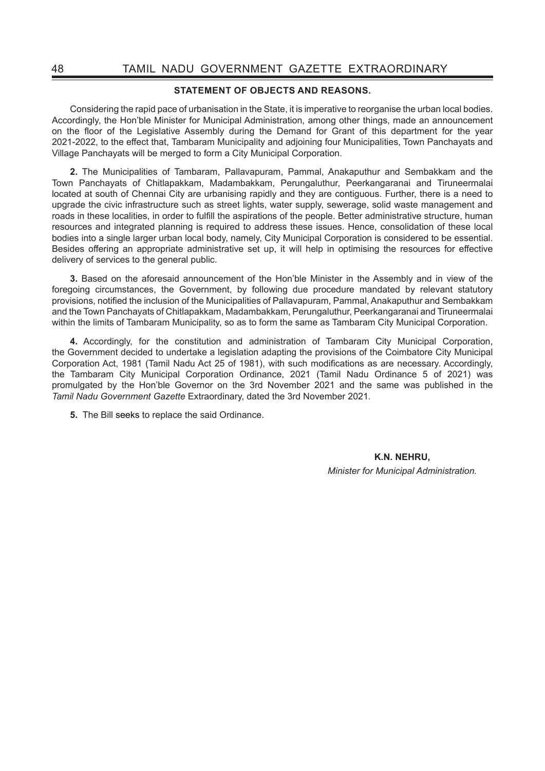## STATEMENT OF OBJECTS AND REASONS.

Considering the rapid pace of urbanisation in the State, it is imperative to reorganise the urban local bodies. Accordingly, the Hon'ble Minister for Municipal Administration, among other things, made an announcement on the floor of the Legislative Assembly during the Demand for Grant of this department for the year 2021-2022, to the effect that, Tambaram Municipality and adjoining four Municipalities, Town Panchayats and Village Panchayats will be merged to form a City Municipal Corporation.

**2.** The Municipalities of Tambaram, Pallavapuram, Pammal, Anakaputhur and Sembakkam and the Town Panchayats of Chitlapakkam, Madambakkam, Perungaluthur, Peerkangaranai and Tiruneermalai located at south of Chennai City are urbanising rapidly and they are contiguous. Further, there is a need to upgrade the civic infrastructure such as street lights, water supply, sewerage, solid waste management and roads in these localities, in order to fulfill the aspirations of the people. Better administrative structure, human resources and integrated planning is required to address these issues. Hence, consolidation of these local bodies into a single larger urban local body, namely, City Municipal Corporation is considered to be essential. Besides offering an appropriate administrative set up, it will help in optimising the resources for effective delivery of services to the general public.

**3.** Based on the aforesaid announcement of the Hon'ble Minister in the Assembly and in view of the foregoing circumstances, the Government, by following due procedure mandated by relevant statutory provisions, notified the inclusion of the Municipalities of Pallavapuram, Pammal, Anakaputhur and Sembakkam and the Town Panchayats of Chitlapakkam, Madambakkam, Perungaluthur, Peerkangaranai and Tiruneermalai within the limits of Tambaram Municipality, so as to form the same as Tambaram City Municipal Corporation.

**4.** Accordingly, for the constitution and administration of Tambaram City Municipal Corporation, the Government decided to undertake a legislation adapting the provisions of the Coimbatore City Municipal Corporation Act, 1981 (Tamil Nadu Act 25 of 1981), with such modifications as are necessary. Accordingly, the Tambaram City Municipal Corporation Ordinance, 2021 (Tamil Nadu Ordinance 5 of 2021) was promulgated by the Hon'ble Governor on the 3rd November 2021 and the same was published in the *Tamil Nadu Government Gazette* Extraordinary, dated the 3rd November 2021.

**5.** The Bill seeks to replace the said Ordinance.

**K.N. NEHRU,**
*Minister for Municipal Administration.*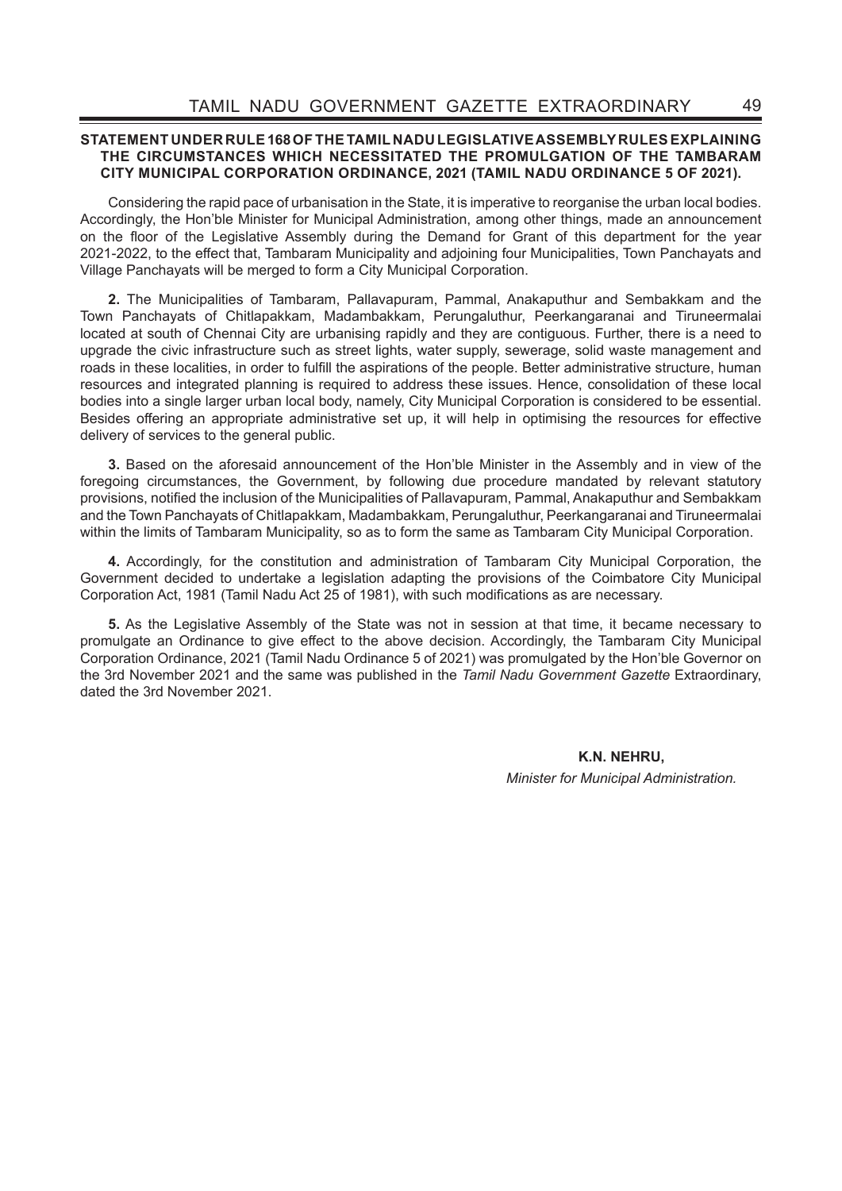**STATEMENT UNDER RULE 168 OF THE TAMIL NADU LEGISLATIVE ASSEMBLY RULES EXPLAINING THE CIRCUMSTANCES WHICH NECESSITATED THE PROMULGATION OF THE TAMBARAM CITY MUNICIPAL CORPORATION ORDINANCE, 2021 (TAMIL NADU ORDINANCE 5 OF 2021).**

Considering the rapid pace of urbanisation in the State, it is imperative to reorganise the urban local bodies. Accordingly, the Hon'ble Minister for Municipal Administration, among other things, made an announcement on the floor of the Legislative Assembly during the Demand for Grant of this department for the year 2021-2022, to the effect that, Tambaram Municipality and adjoining four Municipalities, Town Panchayats and Village Panchayats will be merged to form a City Municipal Corporation.

**2.** The Municipalities of Tambaram, Pallavapuram, Pammal, Anakaputhur and Sembakkam and the Town Panchayats of Chitlapakkam, Madambakkam, Perungaluthur, Peerkangaranai and Tiruneermalai located at south of Chennai City are urbanising rapidly and they are contiguous. Further, there is a need to upgrade the civic infrastructure such as street lights, water supply, sewerage, solid waste management and roads in these localities, in order to fulfill the aspirations of the people. Better administrative structure, human resources and integrated planning is required to address these issues. Hence, consolidation of these local bodies into a single larger urban local body, namely, City Municipal Corporation is considered to be essential. Besides offering an appropriate administrative set up, it will help in optimising the resources for effective delivery of services to the general public.

**3.** Based on the aforesaid announcement of the Hon'ble Minister in the Assembly and in view of the foregoing circumstances, the Government, by following due procedure mandated by relevant statutory provisions, notified the inclusion of the Municipalities of Pallavapuram, Pammal, Anakaputhur and Sembakkam and the Town Panchayats of Chitlapakkam, Madambakkam, Perungaluthur, Peerkangaranai and Tiruneermalai within the limits of Tambaram Municipality, so as to form the same as Tambaram City Municipal Corporation.

**4.** Accordingly, for the constitution and administration of Tambaram City Municipal Corporation, the Government decided to undertake a legislation adapting the provisions of the Coimbatore City Municipal Corporation Act, 1981 (Tamil Nadu Act 25 of 1981), with such modifications as are necessary.

**5.** As the Legislative Assembly of the State was not in session at that time, it became necessary to promulgate an Ordinance to give effect to the above decision. Accordingly, the Tambaram City Municipal Corporation Ordinance, 2021 (Tamil Nadu Ordinance 5 of 2021) was promulgated by the Hon'ble Governor on the 3rd November 2021 and the same was published in the *Tamil Nadu Government Gazette* Extraordinary, dated the 3rd November 2021.

**K.N. NEHRU,**
*Minister for Municipal Administration.*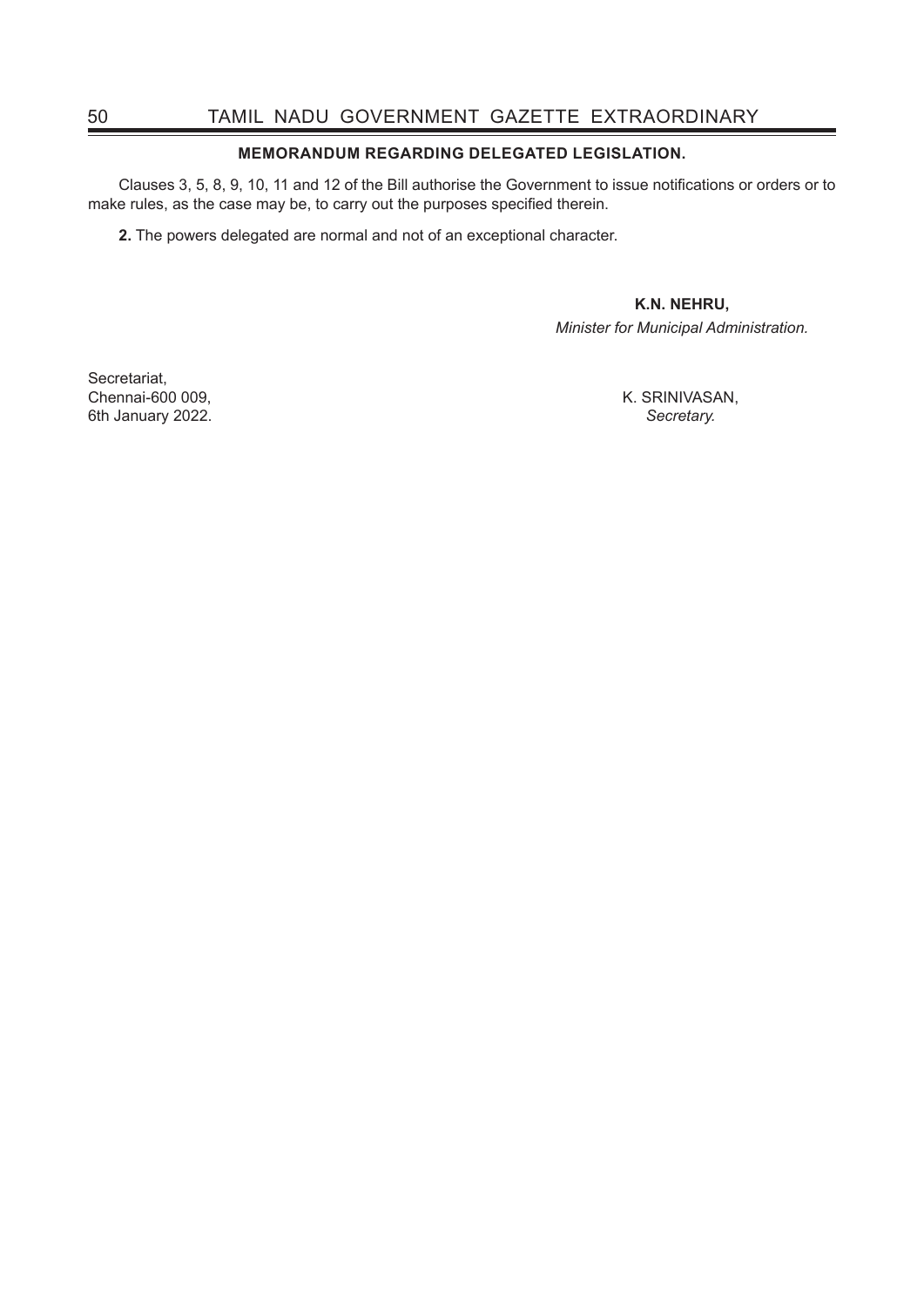## MEMORANDUM REGARDING DELEGATED LEGISLATION.

Clauses 3, 5, 8, 9, 10, 11 and 12 of the Bill authorise the Government to issue notifications or orders or to make rules, as the case may be, to carry out the purposes specified therein.

**2.** The powers delegated are normal and not of an exceptional character.

**K.N. NEHRU,**
*Minister for Municipal Administration.*

Secretariat,
Chennai-600 009,
6th January 2022.

K. SRINIVASAN,
*Secretary.*